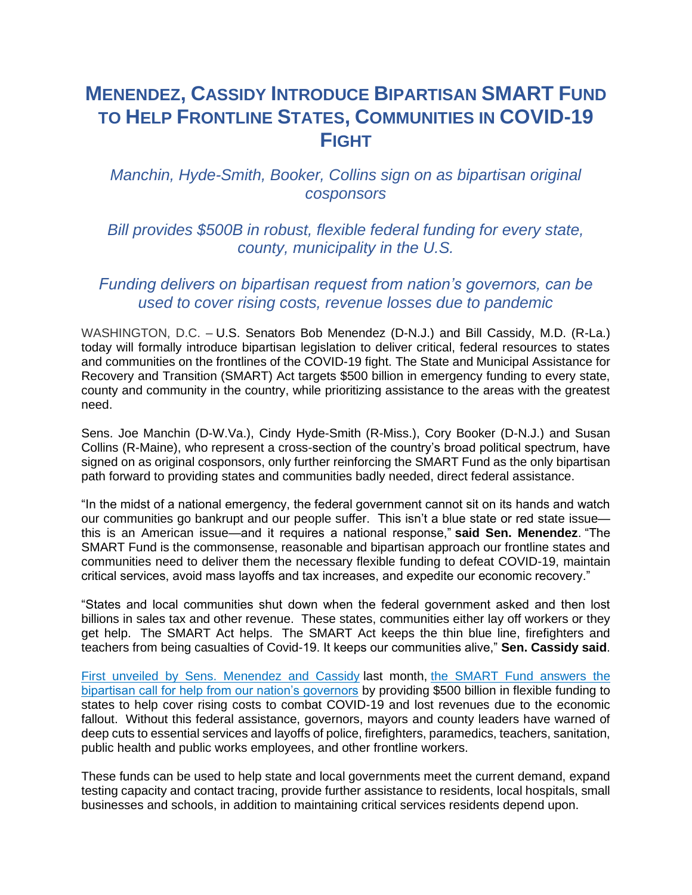# Menendez, Cassidy Introduce Bipartisan SMART Fund to Help Frontline States, Communities in COVID-19 Fight

*Manchin, Hyde-Smith, Booker, Collins sign on as bipartisan original cosponsors*

*Bill provides $500B in robust, flexible federal funding for every state, county, municipality in the U.S.*

*Funding delivers on bipartisan request from nation's governors, can be used to cover rising costs, revenue losses due to pandemic*

WASHINGTON, D.C. – U.S. Senators Bob Menendez (D-N.J.) and Bill Cassidy, M.D. (R-La.) today will formally introduce bipartisan legislation to deliver critical, federal resources to states and communities on the frontlines of the COVID-19 fight. The State and Municipal Assistance for Recovery and Transition (SMART) Act targets $500 billion in emergency funding to every state, county and community in the country, while prioritizing assistance to the areas with the greatest need.

Sens. Joe Manchin (D-W.Va.), Cindy Hyde-Smith (R-Miss.), Cory Booker (D-N.J.) and Susan Collins (R-Maine), who represent a cross-section of the country's broad political spectrum, have signed on as original cosponsors, only further reinforcing the SMART Fund as the only bipartisan path forward to providing states and communities badly needed, direct federal assistance.

"In the midst of a national emergency, the federal government cannot sit on its hands and watch our communities go bankrupt and our people suffer. This isn't a blue state or red state issue—this is an American issue—and it requires a national response," **said Sen. Menendez**. "The SMART Fund is the commonsense, reasonable and bipartisan approach our frontline states and communities need to deliver them the necessary flexible funding to defeat COVID-19, maintain critical services, avoid mass layoffs and tax increases, and expedite our economic recovery."

"States and local communities shut down when the federal government asked and then lost billions in sales tax and other revenue. These states, communities either lay off workers or they get help. The SMART Act helps. The SMART Act keeps the thin blue line, firefighters and teachers from being casualties of Covid-19. It keeps our communities alive," **Sen. Cassidy said**.

First unveiled by Sens. Menendez and Cassidy last month, the SMART Fund answers the bipartisan call for help from our nation's governors by providing $500 billion in flexible funding to states to help cover rising costs to combat COVID-19 and lost revenues due to the economic fallout. Without this federal assistance, governors, mayors and county leaders have warned of deep cuts to essential services and layoffs of police, firefighters, paramedics, teachers, sanitation, public health and public works employees, and other frontline workers.

These funds can be used to help state and local governments meet the current demand, expand testing capacity and contact tracing, provide further assistance to residents, local hospitals, small businesses and schools, in addition to maintaining critical services residents depend upon.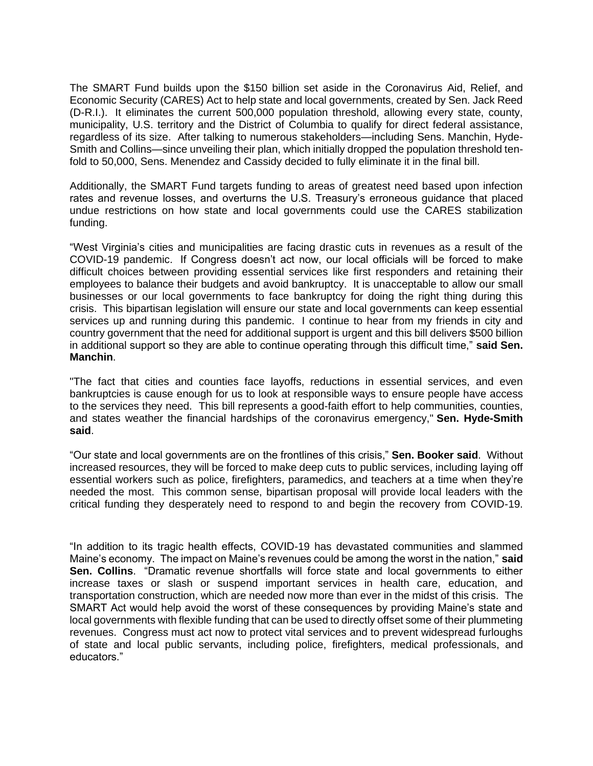The SMART Fund builds upon the $150 billion set aside in the Coronavirus Aid, Relief, and Economic Security (CARES) Act to help state and local governments, created by Sen. Jack Reed (D-R.I.). It eliminates the current 500,000 population threshold, allowing every state, county, municipality, U.S. territory and the District of Columbia to qualify for direct federal assistance, regardless of its size. After talking to numerous stakeholders—including Sens. Manchin, Hyde-Smith and Collins—since unveiling their plan, which initially dropped the population threshold ten-fold to 50,000, Sens. Menendez and Cassidy decided to fully eliminate it in the final bill.

Additionally, the SMART Fund targets funding to areas of greatest need based upon infection rates and revenue losses, and overturns the U.S. Treasury's erroneous guidance that placed undue restrictions on how state and local governments could use the CARES stabilization funding.

"West Virginia's cities and municipalities are facing drastic cuts in revenues as a result of the COVID-19 pandemic. If Congress doesn't act now, our local officials will be forced to make difficult choices between providing essential services like first responders and retaining their employees to balance their budgets and avoid bankruptcy. It is unacceptable to allow our small businesses or our local governments to face bankruptcy for doing the right thing during this crisis. This bipartisan legislation will ensure our state and local governments can keep essential services up and running during this pandemic. I continue to hear from my friends in city and country government that the need for additional support is urgent and this bill delivers $500 billion in additional support so they are able to continue operating through this difficult time," **said Sen. Manchin**.

"The fact that cities and counties face layoffs, reductions in essential services, and even bankruptcies is cause enough for us to look at responsible ways to ensure people have access to the services they need. This bill represents a good-faith effort to help communities, counties, and states weather the financial hardships of the coronavirus emergency," **Sen. Hyde-Smith said**.

"Our state and local governments are on the frontlines of this crisis," **Sen. Booker said**. Without increased resources, they will be forced to make deep cuts to public services, including laying off essential workers such as police, firefighters, paramedics, and teachers at a time when they're needed the most. This common sense, bipartisan proposal will provide local leaders with the critical funding they desperately need to respond to and begin the recovery from COVID-19.

"In addition to its tragic health effects, COVID-19 has devastated communities and slammed Maine's economy. The impact on Maine's revenues could be among the worst in the nation," **said Sen. Collins**. "Dramatic revenue shortfalls will force state and local governments to either increase taxes or slash or suspend important services in health care, education, and transportation construction, which are needed now more than ever in the midst of this crisis. The SMART Act would help avoid the worst of these consequences by providing Maine's state and local governments with flexible funding that can be used to directly offset some of their plummeting revenues. Congress must act now to protect vital services and to prevent widespread furloughs of state and local public servants, including police, firefighters, medical professionals, and educators."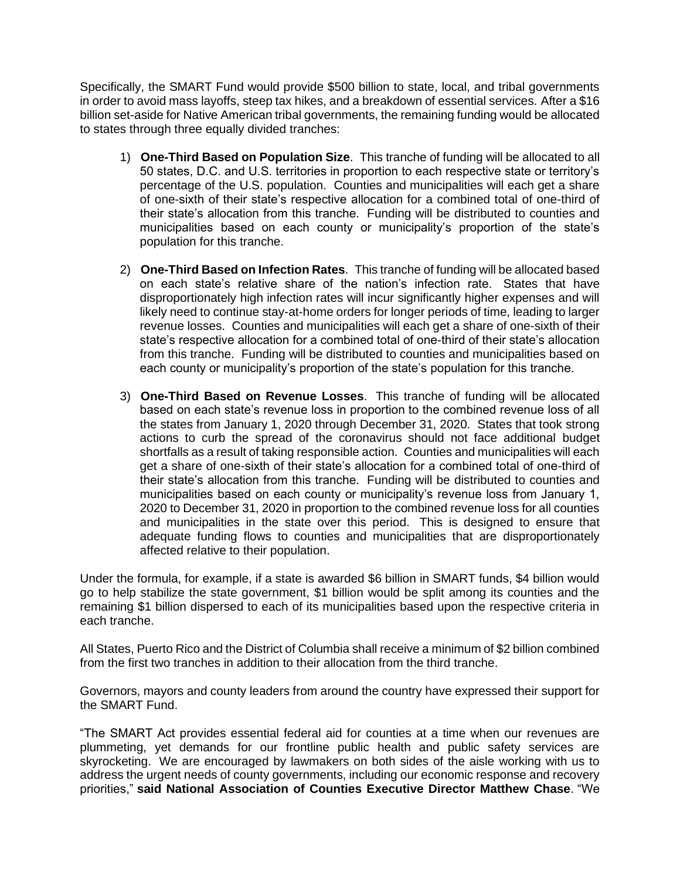Specifically, the SMART Fund would provide $500 billion to state, local, and tribal governments in order to avoid mass layoffs, steep tax hikes, and a breakdown of essential services. After a $16 billion set-aside for Native American tribal governments, the remaining funding would be allocated to states through three equally divided tranches:

1) **One-Third Based on Population Size**. This tranche of funding will be allocated to all 50 states, D.C. and U.S. territories in proportion to each respective state or territory's percentage of the U.S. population. Counties and municipalities will each get a share of one-sixth of their state's respective allocation for a combined total of one-third of their state's allocation from this tranche. Funding will be distributed to counties and municipalities based on each county or municipality's proportion of the state's population for this tranche.

2) **One-Third Based on Infection Rates**. This tranche of funding will be allocated based on each state's relative share of the nation's infection rate. States that have disproportionately high infection rates will incur significantly higher expenses and will likely need to continue stay-at-home orders for longer periods of time, leading to larger revenue losses. Counties and municipalities will each get a share of one-sixth of their state's respective allocation for a combined total of one-third of their state's allocation from this tranche. Funding will be distributed to counties and municipalities based on each county or municipality's proportion of the state's population for this tranche.

3) **One-Third Based on Revenue Losses**. This tranche of funding will be allocated based on each state's revenue loss in proportion to the combined revenue loss of all the states from January 1, 2020 through December 31, 2020. States that took strong actions to curb the spread of the coronavirus should not face additional budget shortfalls as a result of taking responsible action. Counties and municipalities will each get a share of one-sixth of their state's allocation for a combined total of one-third of their state's allocation from this tranche. Funding will be distributed to counties and municipalities based on each county or municipality's revenue loss from January 1, 2020 to December 31, 2020 in proportion to the combined revenue loss for all counties and municipalities in the state over this period. This is designed to ensure that adequate funding flows to counties and municipalities that are disproportionately affected relative to their population.

Under the formula, for example, if a state is awarded $6 billion in SMART funds, $4 billion would go to help stabilize the state government, $1 billion would be split among its counties and the remaining $1 billion dispersed to each of its municipalities based upon the respective criteria in each tranche.

All States, Puerto Rico and the District of Columbia shall receive a minimum of $2 billion combined from the first two tranches in addition to their allocation from the third tranche.

Governors, mayors and county leaders from around the country have expressed their support for the SMART Fund.

"The SMART Act provides essential federal aid for counties at a time when our revenues are plummeting, yet demands for our frontline public health and public safety services are skyrocketing. We are encouraged by lawmakers on both sides of the aisle working with us to address the urgent needs of county governments, including our economic response and recovery priorities," **said National Association of Counties Executive Director Matthew Chase**. "We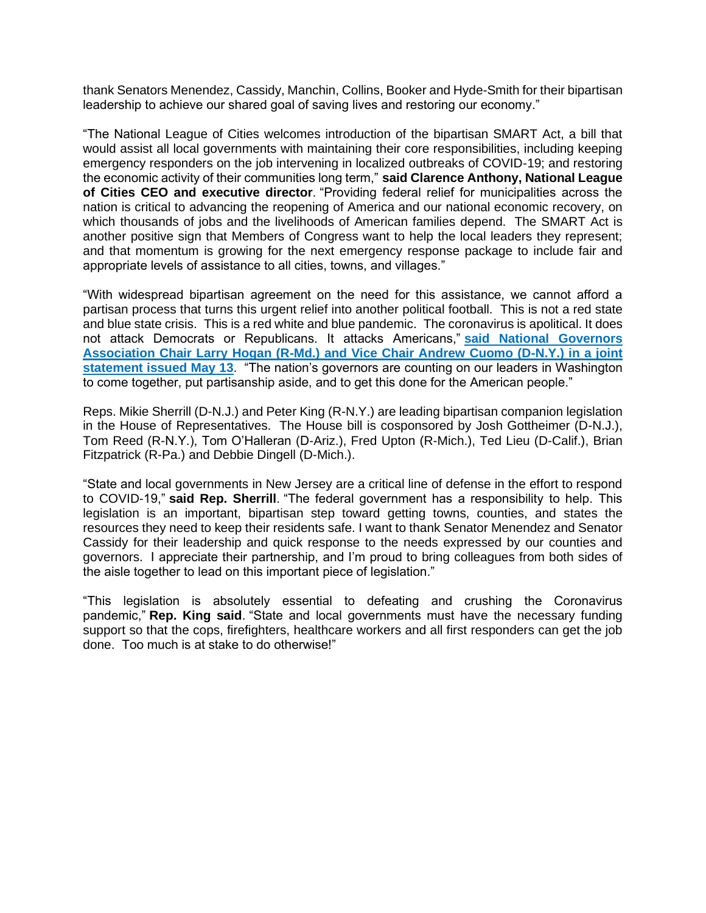thank Senators Menendez, Cassidy, Manchin, Collins, Booker and Hyde-Smith for their bipartisan leadership to achieve our shared goal of saving lives and restoring our economy."

"The National League of Cities welcomes introduction of the bipartisan SMART Act, a bill that would assist all local governments with maintaining their core responsibilities, including keeping emergency responders on the job intervening in localized outbreaks of COVID-19; and restoring the economic activity of their communities long term," **said Clarence Anthony, National League of Cities CEO and executive director**. "Providing federal relief for municipalities across the nation is critical to advancing the reopening of America and our national economic recovery, on which thousands of jobs and the livelihoods of American families depend. The SMART Act is another positive sign that Members of Congress want to help the local leaders they represent; and that momentum is growing for the next emergency response package to include fair and appropriate levels of assistance to all cities, towns, and villages."

"With widespread bipartisan agreement on the need for this assistance, we cannot afford a partisan process that turns this urgent relief into another political football. This is not a red state and blue state crisis. This is a red white and blue pandemic. The coronavirus is apolitical. It does not attack Democrats or Republicans. It attacks Americans," **said National Governors Association Chair Larry Hogan (R-Md.) and Vice Chair Andrew Cuomo (D-N.Y.) in a joint statement issued May 13**. "The nation's governors are counting on our leaders in Washington to come together, put partisanship aside, and to get this done for the American people."

Reps. Mikie Sherrill (D-N.J.) and Peter King (R-N.Y.) are leading bipartisan companion legislation in the House of Representatives. The House bill is cosponsored by Josh Gottheimer (D-N.J.), Tom Reed (R-N.Y.), Tom O'Halleran (D-Ariz.), Fred Upton (R-Mich.), Ted Lieu (D-Calif.), Brian Fitzpatrick (R-Pa.) and Debbie Dingell (D-Mich.).

"State and local governments in New Jersey are a critical line of defense in the effort to respond to COVID-19," **said Rep. Sherrill**. "The federal government has a responsibility to help. This legislation is an important, bipartisan step toward getting towns, counties, and states the resources they need to keep their residents safe. I want to thank Senator Menendez and Senator Cassidy for their leadership and quick response to the needs expressed by our counties and governors. I appreciate their partnership, and I'm proud to bring colleagues from both sides of the aisle together to lead on this important piece of legislation."

"This legislation is absolutely essential to defeating and crushing the Coronavirus pandemic," **Rep. King said**. "State and local governments must have the necessary funding support so that the cops, firefighters, healthcare workers and all first responders can get the job done. Too much is at stake to do otherwise!"